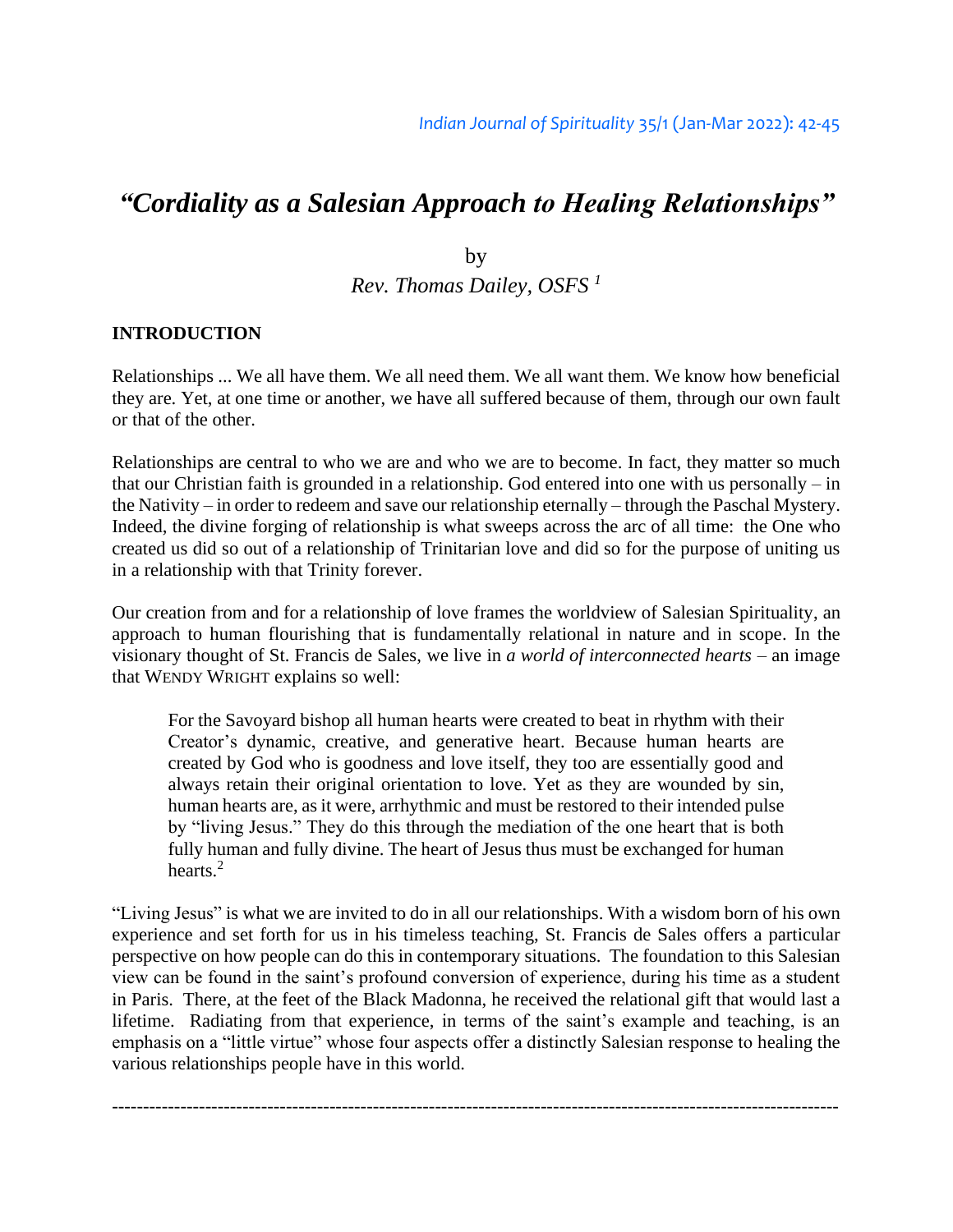# *"Cordiality as a Salesian Approach to Healing Relationships"*

by

*Rev. Thomas Dailey, OSFS* [1]

## INTRODUCTION

Relationships ... We all have them. We all need them. We all want them. We know how beneficial they are. Yet, at one time or another, we have all suffered because of them, through our own fault or that of the other.

Relationships are central to who we are and who we are to become. In fact, they matter so much that our Christian faith is grounded in a relationship. God entered into one with us personally – in the Nativity – in order to redeem and save our relationship eternally – through the Paschal Mystery. Indeed, the divine forging of relationship is what sweeps across the arc of all time: the One who created us did so out of a relationship of Trinitarian love and did so for the purpose of uniting us in a relationship with that Trinity forever.

Our creation from and for a relationship of love frames the worldview of Salesian Spirituality, an approach to human flourishing that is fundamentally relational in nature and in scope. In the visionary thought of St. Francis de Sales, we live in *a world of interconnected hearts* – an image that WENDY WRIGHT explains so well:

> For the Savoyard bishop all human hearts were created to beat in rhythm with their Creator's dynamic, creative, and generative heart. Because human hearts are created by God who is goodness and love itself, they too are essentially good and always retain their original orientation to love. Yet as they are wounded by sin, human hearts are, as it were, arrhythmic and must be restored to their intended pulse by "living Jesus." They do this through the mediation of the one heart that is both fully human and fully divine. The heart of Jesus thus must be exchanged for human hearts.[2]

"Living Jesus" is what we are invited to do in all our relationships. With a wisdom born of his own experience and set forth for us in his timeless teaching, St. Francis de Sales offers a particular perspective on how people can do this in contemporary situations. The foundation to this Salesian view can be found in the saint's profound conversion of experience, during his time as a student in Paris. There, at the feet of the Black Madonna, he received the relational gift that would last a lifetime. Radiating from that experience, in terms of the saint's example and teaching, is an emphasis on a "little virtue" whose four aspects offer a distinctly Salesian response to healing the various relationships people have in this world.

---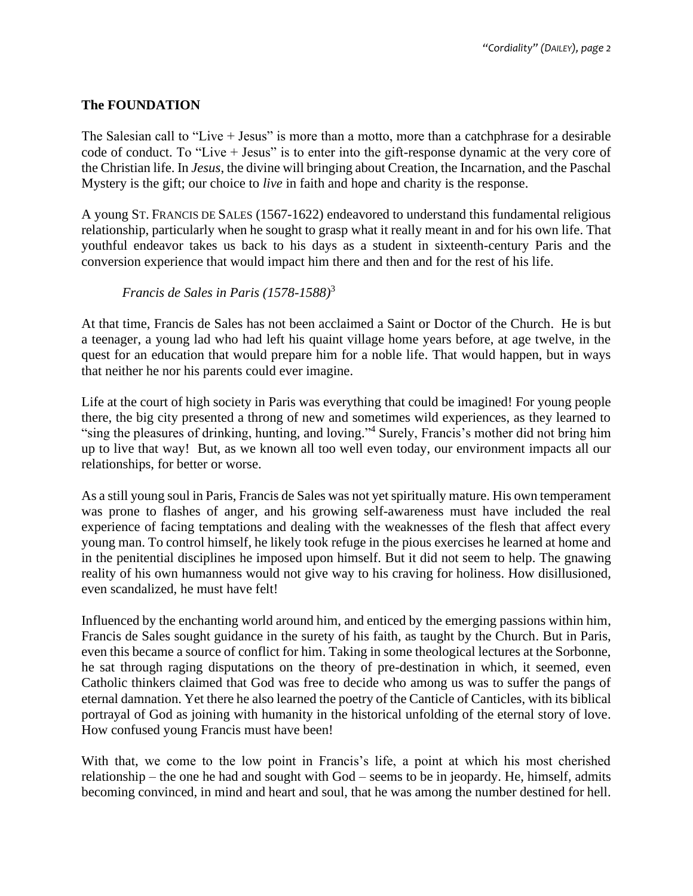## The FOUNDATION

The Salesian call to "Live + Jesus" is more than a motto, more than a catchphrase for a desirable code of conduct. To "Live + Jesus" is to enter into the gift-response dynamic at the very core of the Christian life. In *Jesus*, the divine will bringing about Creation, the Incarnation, and the Paschal Mystery is the gift; our choice to *live* in faith and hope and charity is the response.

A young ST. FRANCIS DE SALES (1567-1622) endeavored to understand this fundamental religious relationship, particularly when he sought to grasp what it really meant in and for his own life. That youthful endeavor takes us back to his days as a student in sixteenth-century Paris and the conversion experience that would impact him there and then and for the rest of his life.

### *Francis de Sales in Paris (1578-1588)*[3]

At that time, Francis de Sales has not been acclaimed a Saint or Doctor of the Church. He is but a teenager, a young lad who had left his quaint village home years before, at age twelve, in the quest for an education that would prepare him for a noble life. That would happen, but in ways that neither he nor his parents could ever imagine.

Life at the court of high society in Paris was everything that could be imagined! For young people there, the big city presented a throng of new and sometimes wild experiences, as they learned to "sing the pleasures of drinking, hunting, and loving."[4] Surely, Francis's mother did not bring him up to live that way! But, as we known all too well even today, our environment impacts all our relationships, for better or worse.

As a still young soul in Paris, Francis de Sales was not yet spiritually mature. His own temperament was prone to flashes of anger, and his growing self-awareness must have included the real experience of facing temptations and dealing with the weaknesses of the flesh that affect every young man. To control himself, he likely took refuge in the pious exercises he learned at home and in the penitential disciplines he imposed upon himself. But it did not seem to help. The gnawing reality of his own humanness would not give way to his craving for holiness. How disillusioned, even scandalized, he must have felt!

Influenced by the enchanting world around him, and enticed by the emerging passions within him, Francis de Sales sought guidance in the surety of his faith, as taught by the Church. But in Paris, even this became a source of conflict for him. Taking in some theological lectures at the Sorbonne, he sat through raging disputations on the theory of pre-destination in which, it seemed, even Catholic thinkers claimed that God was free to decide who among us was to suffer the pangs of eternal damnation. Yet there he also learned the poetry of the Canticle of Canticles, with its biblical portrayal of God as joining with humanity in the historical unfolding of the eternal story of love. How confused young Francis must have been!

With that, we come to the low point in Francis's life, a point at which his most cherished relationship – the one he had and sought with God – seems to be in jeopardy. He, himself, admits becoming convinced, in mind and heart and soul, that he was among the number destined for hell.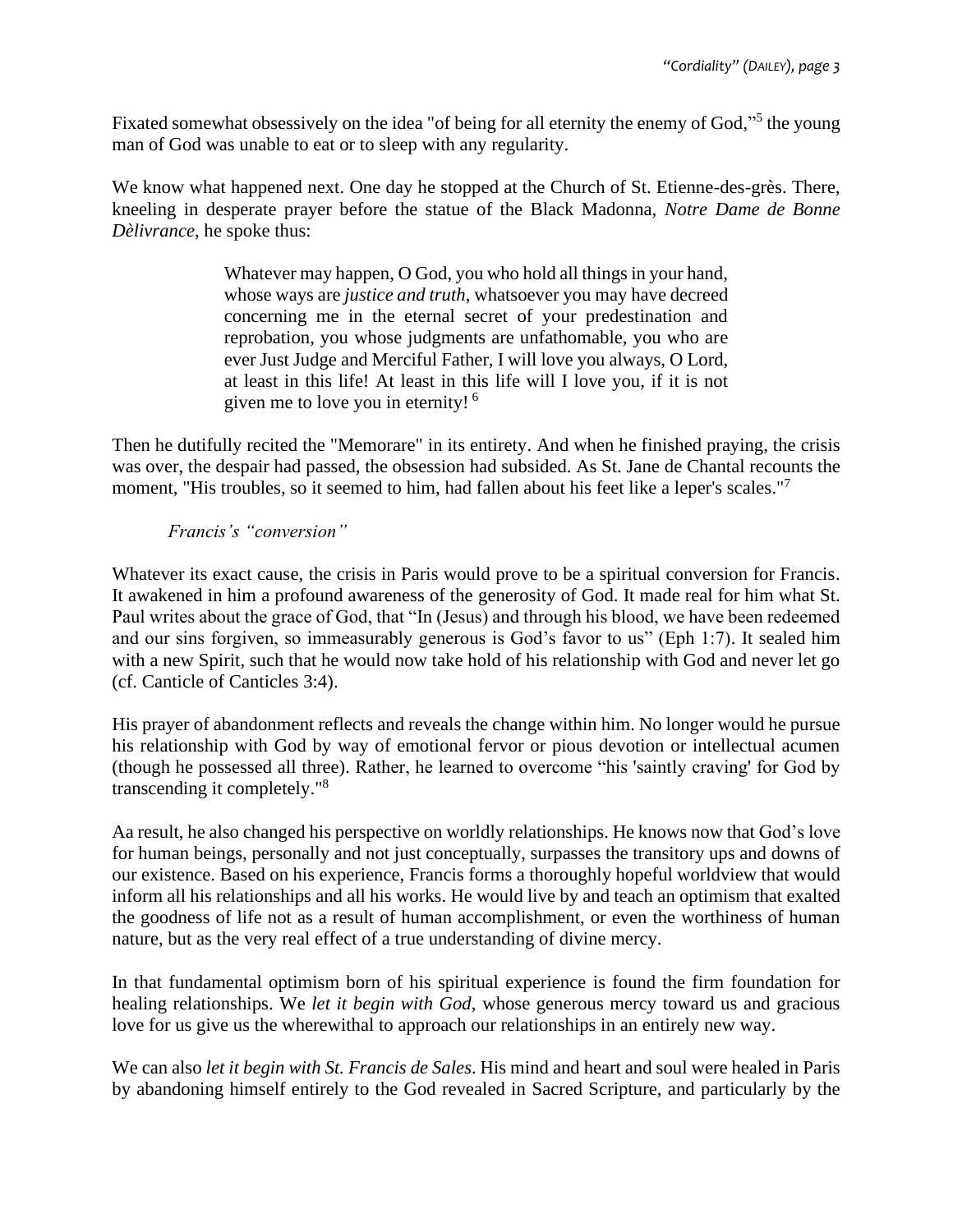Fixated somewhat obsessively on the idea "of being for all eternity the enemy of God,"[5] the young man of God was unable to eat or to sleep with any regularity.

We know what happened next. One day he stopped at the Church of St. Etienne-des-grès. There, kneeling in desperate prayer before the statue of the Black Madonna, *Notre Dame de Bonne Dèlivrance*, he spoke thus:

> Whatever may happen, O God, you who hold all things in your hand, whose ways are *justice and truth*, whatsoever you may have decreed concerning me in the eternal secret of your predestination and reprobation, you whose judgments are unfathomable, you who are ever Just Judge and Merciful Father, I will love you always, O Lord, at least in this life! At least in this life will I love you, if it is not given me to love you in eternity! [6]

Then he dutifully recited the "Memorare" in its entirety. And when he finished praying, the crisis was over, the despair had passed, the obsession had subsided. As St. Jane de Chantal recounts the moment, "His troubles, so it seemed to him, had fallen about his feet like a leper's scales."[7]

*Francis's "conversion"*

Whatever its exact cause, the crisis in Paris would prove to be a spiritual conversion for Francis. It awakened in him a profound awareness of the generosity of God. It made real for him what St. Paul writes about the grace of God, that "In (Jesus) and through his blood, we have been redeemed and our sins forgiven, so immeasurably generous is God's favor to us" (Eph 1:7). It sealed him with a new Spirit, such that he would now take hold of his relationship with God and never let go (cf. Canticle of Canticles 3:4).

His prayer of abandonment reflects and reveals the change within him. No longer would he pursue his relationship with God by way of emotional fervor or pious devotion or intellectual acumen (though he possessed all three). Rather, he learned to overcome "his 'saintly craving' for God by transcending it completely."[8]

Aa result, he also changed his perspective on worldly relationships. He knows now that God's love for human beings, personally and not just conceptually, surpasses the transitory ups and downs of our existence. Based on his experience, Francis forms a thoroughly hopeful worldview that would inform all his relationships and all his works. He would live by and teach an optimism that exalted the goodness of life not as a result of human accomplishment, or even the worthiness of human nature, but as the very real effect of a true understanding of divine mercy.

In that fundamental optimism born of his spiritual experience is found the firm foundation for healing relationships. We *let it begin with God*, whose generous mercy toward us and gracious love for us give us the wherewithal to approach our relationships in an entirely new way.

We can also *let it begin with St. Francis de Sales*. His mind and heart and soul were healed in Paris by abandoning himself entirely to the God revealed in Sacred Scripture, and particularly by the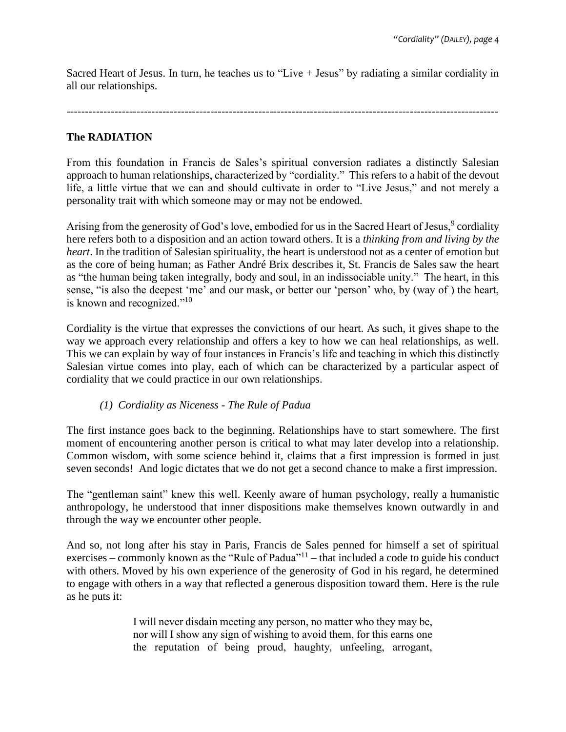Sacred Heart of Jesus. In turn, he teaches us to “Live + Jesus” by radiating a similar cordiality in all our relationships.

---

## The RADIATION

From this foundation in Francis de Sales’s spiritual conversion radiates a distinctly Salesian approach to human relationships, characterized by “cordiality.” This refers to a habit of the devout life, a little virtue that we can and should cultivate in order to “Live Jesus,” and not merely a personality trait with which someone may or may not be endowed.

Arising from the generosity of God’s love, embodied for us in the Sacred Heart of Jesus,[9] cordiality here refers both to a disposition and an action toward others. It is a *thinking from and living by the heart*. In the tradition of Salesian spirituality, the heart is understood not as a center of emotion but as the core of being human; as Father André Brix describes it, St. Francis de Sales saw the heart as “the human being taken integrally, body and soul, in an indissociable unity.” The heart, in this sense, “is also the deepest ‘me’ and our mask, or better our ‘person’ who, by (way of ) the heart, is known and recognized.”[10]

Cordiality is the virtue that expresses the convictions of our heart. As such, it gives shape to the way we approach every relationship and offers a key to how we can heal relationships, as well. This we can explain by way of four instances in Francis’s life and teaching in which this distinctly Salesian virtue comes into play, each of which can be characterized by a particular aspect of cordiality that we could practice in our own relationships.

### *(1) Cordiality as Niceness - The Rule of Padua*

The first instance goes back to the beginning. Relationships have to start somewhere. The first moment of encountering another person is critical to what may later develop into a relationship. Common wisdom, with some science behind it, claims that a first impression is formed in just seven seconds! And logic dictates that we do not get a second chance to make a first impression.

The “gentleman saint” knew this well. Keenly aware of human psychology, really a humanistic anthropology, he understood that inner dispositions make themselves known outwardly in and through the way we encounter other people.

And so, not long after his stay in Paris, Francis de Sales penned for himself a set of spiritual exercises – commonly known as the “Rule of Padua”[11] – that included a code to guide his conduct with others. Moved by his own experience of the generosity of God in his regard, he determined to engage with others in a way that reflected a generous disposition toward them. Here is the rule as he puts it:

> I will never disdain meeting any person, no matter who they may be, nor will I show any sign of wishing to avoid them, for this earns one the reputation of being proud, haughty, unfeeling, arrogant,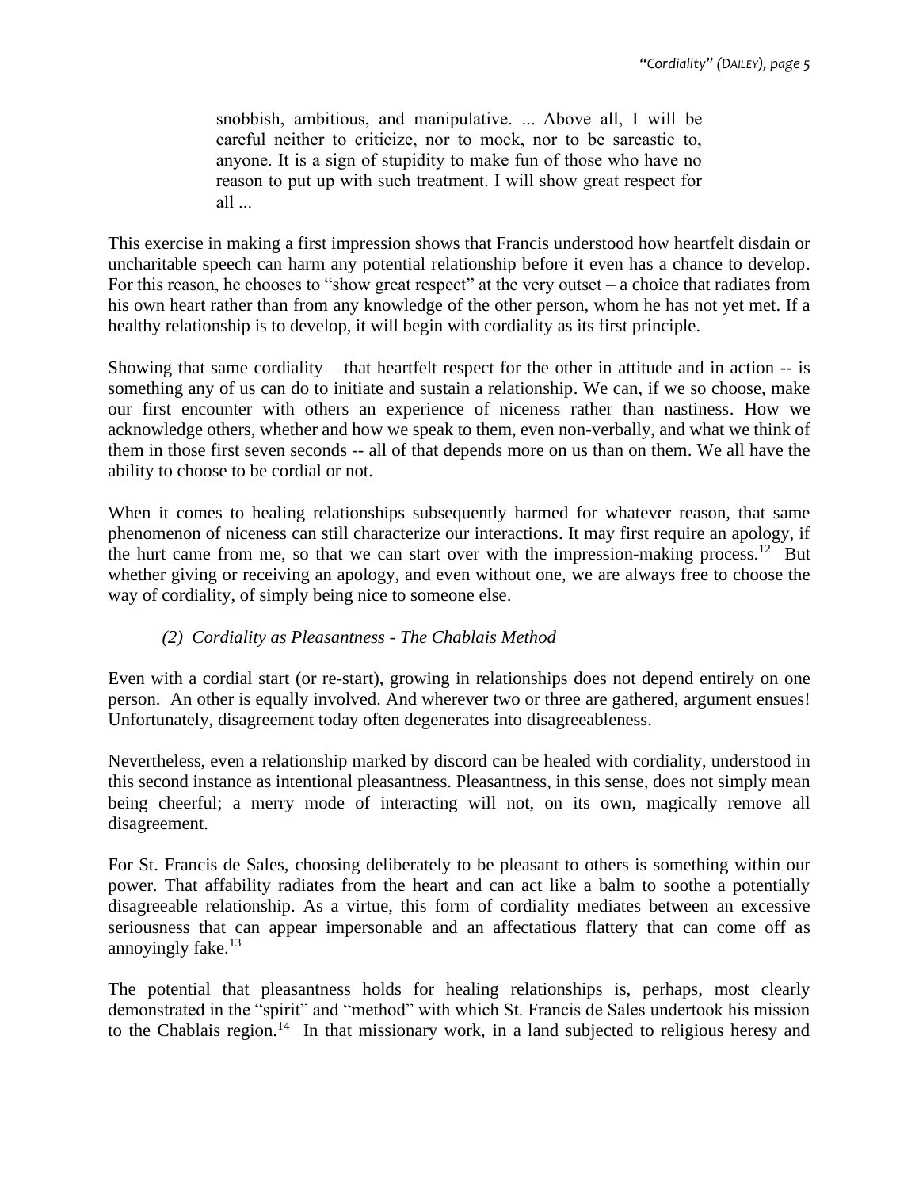> snobbish, ambitious, and manipulative. ... Above all, I will be careful neither to criticize, nor to mock, nor to be sarcastic to, anyone. It is a sign of stupidity to make fun of those who have no reason to put up with such treatment. I will show great respect for all ...

This exercise in making a first impression shows that Francis understood how heartfelt disdain or uncharitable speech can harm any potential relationship before it even has a chance to develop. For this reason, he chooses to "show great respect" at the very outset – a choice that radiates from his own heart rather than from any knowledge of the other person, whom he has not yet met. If a healthy relationship is to develop, it will begin with cordiality as its first principle.

Showing that same cordiality – that heartfelt respect for the other in attitude and in action -- is something any of us can do to initiate and sustain a relationship. We can, if we so choose, make our first encounter with others an experience of niceness rather than nastiness. How we acknowledge others, whether and how we speak to them, even non-verbally, and what we think of them in those first seven seconds -- all of that depends more on us than on them. We all have the ability to choose to be cordial or not.

When it comes to healing relationships subsequently harmed for whatever reason, that same phenomenon of niceness can still characterize our interactions. It may first require an apology, if the hurt came from me, so that we can start over with the impression-making process.[12] But whether giving or receiving an apology, and even without one, we are always free to choose the way of cordiality, of simply being nice to someone else.

*(2) Cordiality as Pleasantness - The Chablais Method*

Even with a cordial start (or re-start), growing in relationships does not depend entirely on one person. An other is equally involved. And wherever two or three are gathered, argument ensues! Unfortunately, disagreement today often degenerates into disagreeableness.

Nevertheless, even a relationship marked by discord can be healed with cordiality, understood in this second instance as intentional pleasantness. Pleasantness, in this sense, does not simply mean being cheerful; a merry mode of interacting will not, on its own, magically remove all disagreement.

For St. Francis de Sales, choosing deliberately to be pleasant to others is something within our power. That affability radiates from the heart and can act like a balm to soothe a potentially disagreeable relationship. As a virtue, this form of cordiality mediates between an excessive seriousness that can appear impersonable and an affectatious flattery that can come off as annoyingly fake.[13]

The potential that pleasantness holds for healing relationships is, perhaps, most clearly demonstrated in the "spirit" and "method" with which St. Francis de Sales undertook his mission to the Chablais region.[14] In that missionary work, in a land subjected to religious heresy and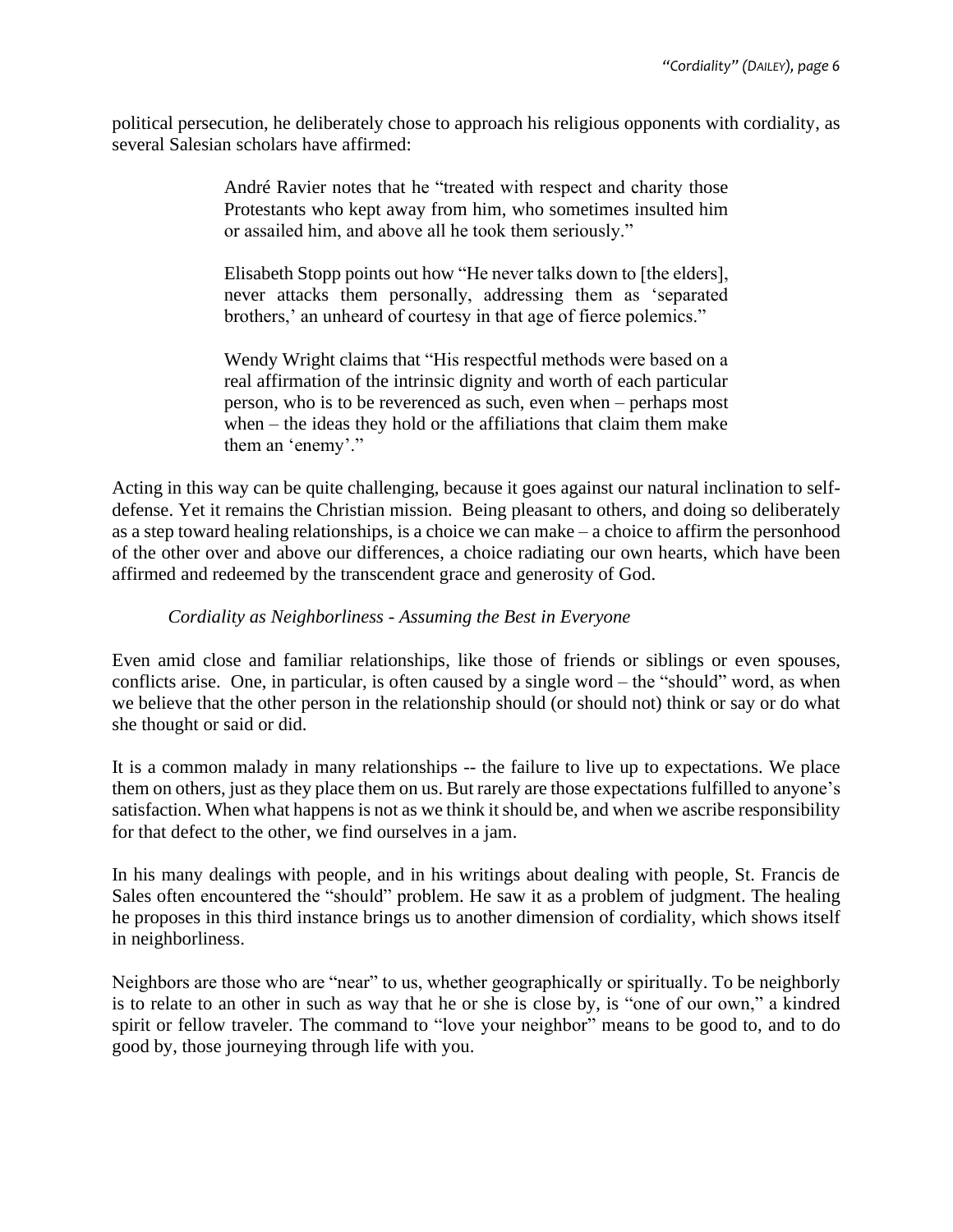political persecution, he deliberately chose to approach his religious opponents with cordiality, as several Salesian scholars have affirmed:

> André Ravier notes that he "treated with respect and charity those Protestants who kept away from him, who sometimes insulted him or assailed him, and above all he took them seriously."
>
> Elisabeth Stopp points out how "He never talks down to [the elders], never attacks them personally, addressing them as 'separated brothers,' an unheard of courtesy in that age of fierce polemics."
>
> Wendy Wright claims that "His respectful methods were based on a real affirmation of the intrinsic dignity and worth of each particular person, who is to be reverenced as such, even when – perhaps most when – the ideas they hold or the affiliations that claim them make them an 'enemy'."

Acting in this way can be quite challenging, because it goes against our natural inclination to self-defense. Yet it remains the Christian mission. Being pleasant to others, and doing so deliberately as a step toward healing relationships, is a choice we can make – a choice to affirm the personhood of the other over and above our differences, a choice radiating our own hearts, which have been affirmed and redeemed by the transcendent grace and generosity of God.

*Cordiality as Neighborliness - Assuming the Best in Everyone*

Even amid close and familiar relationships, like those of friends or siblings or even spouses, conflicts arise. One, in particular, is often caused by a single word – the "should" word, as when we believe that the other person in the relationship should (or should not) think or say or do what she thought or said or did.

It is a common malady in many relationships -- the failure to live up to expectations. We place them on others, just as they place them on us. But rarely are those expectations fulfilled to anyone's satisfaction. When what happens is not as we think it should be, and when we ascribe responsibility for that defect to the other, we find ourselves in a jam.

In his many dealings with people, and in his writings about dealing with people, St. Francis de Sales often encountered the "should" problem. He saw it as a problem of judgment. The healing he proposes in this third instance brings us to another dimension of cordiality, which shows itself in neighborliness.

Neighbors are those who are "near" to us, whether geographically or spiritually. To be neighborly is to relate to an other in such as way that he or she is close by, is "one of our own," a kindred spirit or fellow traveler. The command to "love your neighbor" means to be good to, and to do good by, those journeying through life with you.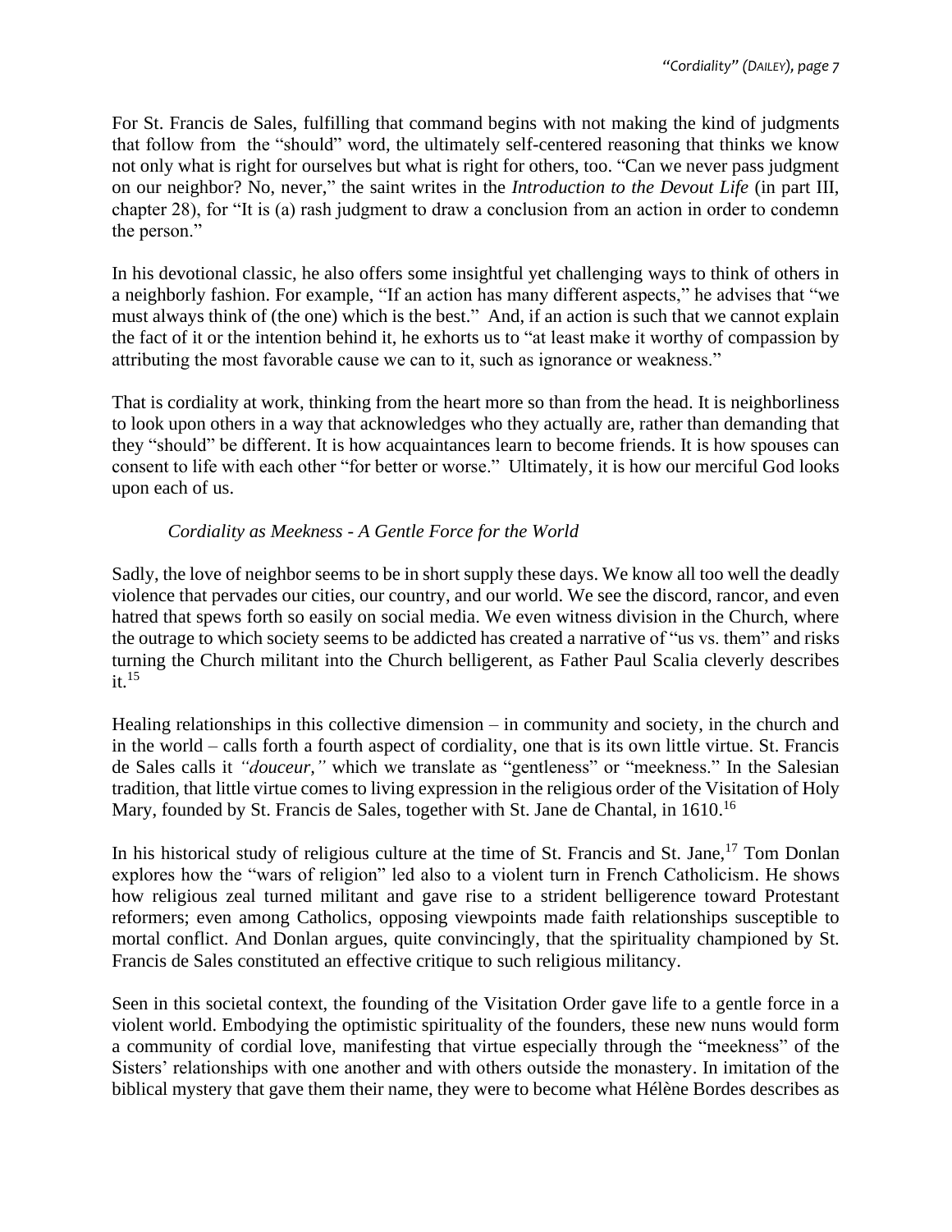For St. Francis de Sales, fulfilling that command begins with not making the kind of judgments that follow from the "should" word, the ultimately self-centered reasoning that thinks we know not only what is right for ourselves but what is right for others, too. "Can we never pass judgment on our neighbor? No, never," the saint writes in the *Introduction to the Devout Life* (in part III, chapter 28), for "It is (a) rash judgment to draw a conclusion from an action in order to condemn the person."

In his devotional classic, he also offers some insightful yet challenging ways to think of others in a neighborly fashion. For example, "If an action has many different aspects," he advises that "we must always think of (the one) which is the best." And, if an action is such that we cannot explain the fact of it or the intention behind it, he exhorts us to "at least make it worthy of compassion by attributing the most favorable cause we can to it, such as ignorance or weakness."

That is cordiality at work, thinking from the heart more so than from the head. It is neighborliness to look upon others in a way that acknowledges who they actually are, rather than demanding that they "should" be different. It is how acquaintances learn to become friends. It is how spouses can consent to life with each other "for better or worse." Ultimately, it is how our merciful God looks upon each of us.

### *Cordiality as Meekness - A Gentle Force for the World*

Sadly, the love of neighbor seems to be in short supply these days. We know all too well the deadly violence that pervades our cities, our country, and our world. We see the discord, rancor, and even hatred that spews forth so easily on social media. We even witness division in the Church, where the outrage to which society seems to be addicted has created a narrative of "us vs. them" and risks turning the Church militant into the Church belligerent, as Father Paul Scalia cleverly describes it.[15]

Healing relationships in this collective dimension – in community and society, in the church and in the world – calls forth a fourth aspect of cordiality, one that is its own little virtue. St. Francis de Sales calls it *"douceur,"* which we translate as "gentleness" or "meekness." In the Salesian tradition, that little virtue comes to living expression in the religious order of the Visitation of Holy Mary, founded by St. Francis de Sales, together with St. Jane de Chantal, in 1610.[16]

In his historical study of religious culture at the time of St. Francis and St. Jane,[17] Tom Donlan explores how the "wars of religion" led also to a violent turn in French Catholicism. He shows how religious zeal turned militant and gave rise to a strident belligerence toward Protestant reformers; even among Catholics, opposing viewpoints made faith relationships susceptible to mortal conflict. And Donlan argues, quite convincingly, that the spirituality championed by St. Francis de Sales constituted an effective critique to such religious militancy.

Seen in this societal context, the founding of the Visitation Order gave life to a gentle force in a violent world. Embodying the optimistic spirituality of the founders, these new nuns would form a community of cordial love, manifesting that virtue especially through the "meekness" of the Sisters' relationships with one another and with others outside the monastery. In imitation of the biblical mystery that gave them their name, they were to become what Hélène Bordes describes as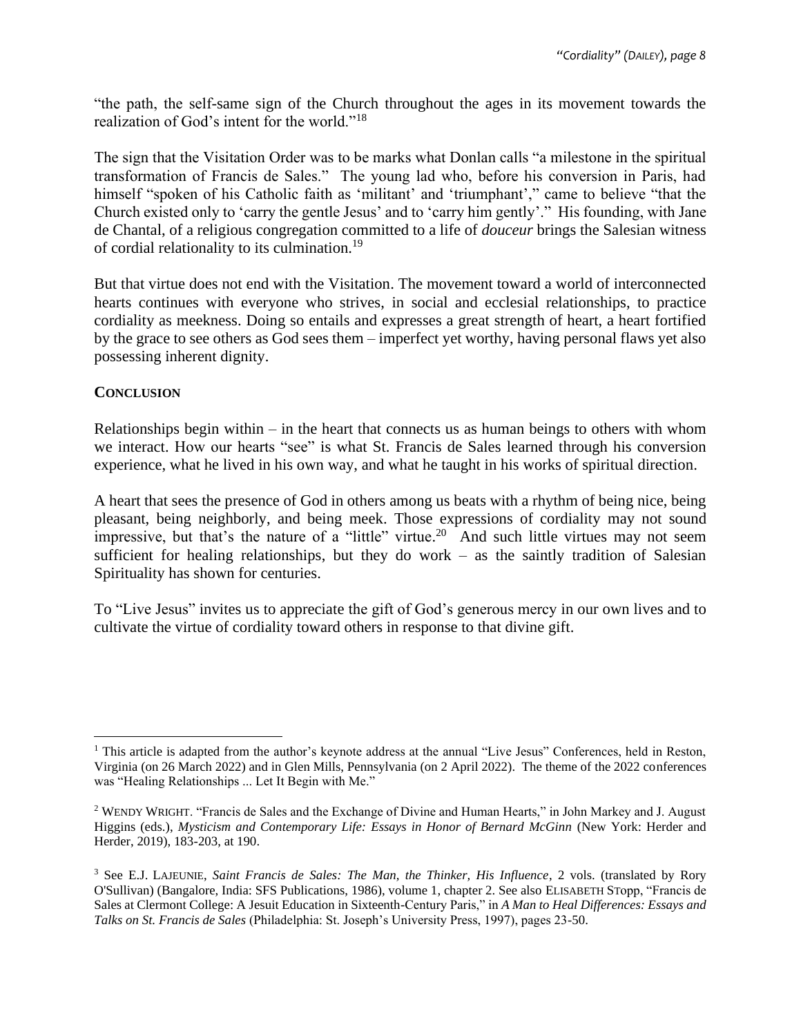"the path, the self-same sign of the Church throughout the ages in its movement towards the realization of God's intent for the world."[18]

The sign that the Visitation Order was to be marks what Donlan calls "a milestone in the spiritual transformation of Francis de Sales." The young lad who, before his conversion in Paris, had himself "spoken of his Catholic faith as 'militant' and 'triumphant'," came to believe "that the Church existed only to 'carry the gentle Jesus' and to 'carry him gently'." His founding, with Jane de Chantal, of a religious congregation committed to a life of *douceur* brings the Salesian witness of cordial relationality to its culmination.[19]

But that virtue does not end with the Visitation. The movement toward a world of interconnected hearts continues with everyone who strives, in social and ecclesial relationships, to practice cordiality as meekness. Doing so entails and expresses a great strength of heart, a heart fortified by the grace to see others as God sees them – imperfect yet worthy, having personal flaws yet also possessing inherent dignity.

## **CONCLUSION**

Relationships begin within – in the heart that connects us as human beings to others with whom we interact. How our hearts "see" is what St. Francis de Sales learned through his conversion experience, what he lived in his own way, and what he taught in his works of spiritual direction.

A heart that sees the presence of God in others among us beats with a rhythm of being nice, being pleasant, being neighborly, and being meek. Those expressions of cordiality may not sound impressive, but that's the nature of a "little" virtue.[20] And such little virtues may not seem sufficient for healing relationships, but they do work – as the saintly tradition of Salesian Spirituality has shown for centuries.

To "Live Jesus" invites us to appreciate the gift of God's generous mercy in our own lives and to cultivate the virtue of cordiality toward others in response to that divine gift.

---

[1] This article is adapted from the author's keynote address at the annual "Live Jesus" Conferences, held in Reston, Virginia (on 26 March 2022) and in Glen Mills, Pennsylvania (on 2 April 2022). The theme of the 2022 conferences was "Healing Relationships ... Let It Begin with Me."

[2] WENDY WRIGHT. "Francis de Sales and the Exchange of Divine and Human Hearts," in John Markey and J. August Higgins (eds.), *Mysticism and Contemporary Life: Essays in Honor of Bernard McGinn* (New York: Herder and Herder, 2019), 183-203, at 190.

[3] See E.J. LAJEUNIE, *Saint Francis de Sales: The Man, the Thinker, His Influence*, 2 vols. (translated by Rory O'Sullivan) (Bangalore, India: SFS Publications, 1986), volume 1, chapter 2. See also ELISABETH STOPP, "Francis de Sales at Clermont College: A Jesuit Education in Sixteenth-Century Paris," in *A Man to Heal Differences: Essays and Talks on St. Francis de Sales* (Philadelphia: St. Joseph's University Press, 1997), pages 23-50.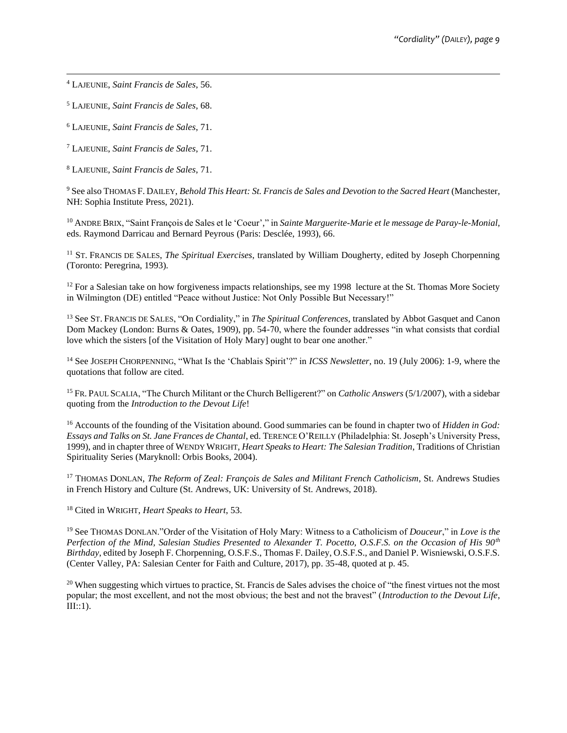[4] LAJEUNIE, *Saint Francis de Sales*, 56.

[5] LAJEUNIE, *Saint Francis de Sales*, 68.

[6] LAJEUNIE, *Saint Francis de Sales*, 71.

[7] LAJEUNIE, *Saint Francis de Sales*, 71.

[8] LAJEUNIE, *Saint Francis de Sales*, 71.

[9] See also THOMAS F. DAILEY, *Behold This Heart: St. Francis de Sales and Devotion to the Sacred Heart* (Manchester, NH: Sophia Institute Press, 2021).

[10] ANDRE BRIX, "Saint François de Sales et le 'Coeur'," in *Sainte Marguerite-Marie et le message de Paray-le-Monial*, eds. Raymond Darricau and Bernard Peyrous (Paris: Desclée, 1993), 66.

[11] ST. FRANCIS DE SALES, *The Spiritual Exercises*, translated by William Dougherty, edited by Joseph Chorpenning (Toronto: Peregrina, 1993).

[12] For a Salesian take on how forgiveness impacts relationships, see my 1998 lecture at the St. Thomas More Society in Wilmington (DE) entitled "Peace without Justice: Not Only Possible But Necessary!"

[13] See ST. FRANCIS DE SALES, "On Cordiality," in *The Spiritual Conferences*, translated by Abbot Gasquet and Canon Dom Mackey (London: Burns & Oates, 1909), pp. 54-70, where the founder addresses "in what consists that cordial love which the sisters [of the Visitation of Holy Mary] ought to bear one another."

[14] See JOSEPH CHORPENNING, "What Is the 'Chablais Spirit'?" in *ICSS Newsletter*, no. 19 (July 2006): 1-9, where the quotations that follow are cited.

[15] FR. PAUL SCALIA, "The Church Militant or the Church Belligerent?" on *Catholic Answers* (5/1/2007), with a sidebar quoting from the *Introduction to the Devout Life*!

[16] Accounts of the founding of the Visitation abound. Good summaries can be found in chapter two of *Hidden in God: Essays and Talks on St. Jane Frances de Chantal*, ed. TERENCE O'REILLY (Philadelphia: St. Joseph's University Press, 1999), and in chapter three of WENDY WRIGHT, *Heart Speaks to Heart: The Salesian Tradition*, Traditions of Christian Spirituality Series (Maryknoll: Orbis Books, 2004).

[17] THOMAS DONLAN, *The Reform of Zeal: François de Sales and Militant French Catholicism*, St. Andrews Studies in French History and Culture (St. Andrews, UK: University of St. Andrews, 2018).

[18] Cited in WRIGHT, *Heart Speaks to Heart*, 53.

[19] See THOMAS DONLAN."Order of the Visitation of Holy Mary: Witness to a Catholicism of *Douceur*," in *Love is the Perfection of the Mind, Salesian Studies Presented to Alexander T. Pocetto, O.S.F.S. on the Occasion of His 90th Birthday*, edited by Joseph F. Chorpenning, O.S.F.S., Thomas F. Dailey, O.S.F.S., and Daniel P. Wisniewski, O.S.F.S. (Center Valley, PA: Salesian Center for Faith and Culture, 2017), pp. 35-48, quoted at p. 45.

[20] When suggesting which virtues to practice, St. Francis de Sales advises the choice of "the finest virtues not the most popular; the most excellent, and not the most obvious; the best and not the bravest" (*Introduction to the Devout Life*, III::1).